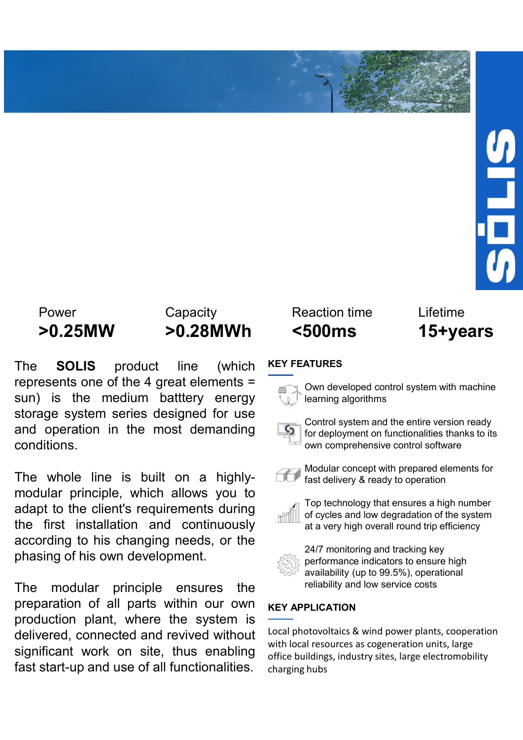# SOLIS

| Power | Capacity | Reaction time | Lifetime |
|---|---|---|---|
| **>0.25MW** | **>0.28MWh** | **<500ms** | **15+years** |

The **SOLIS** product line (which represents one of the 4 great elements = sun) is the medium batttery energy storage system series designed for use and operation in the most demanding conditions.

The whole line is built on a highly-modular principle, which allows you to adapt to the client's requirements during the first installation and continuously according to his changing needs, or the phasing of his own development.

The modular principle ensures the preparation of all parts within our own production plant, where the system is delivered, connected and revived without significant work on site, thus enabling fast start-up and use of all functionalities.

## KEY FEATURES

- Own developed control system with machine learning algorithms
- Control system and the entire version ready for deployment on functionalities thanks to its own comprehensive control software
- Modular concept with prepared elements for fast delivery & ready to operation
- Top technology that ensures a high number of cycles and low degradation of the system at a very high overall round trip efficiency
- 24/7 monitoring and tracking key performance indicators to ensure high availability (up to 99.5%), operational reliability and low service costs

## KEY APPLICATION

Local photovoltaics & wind power plants, cooperation with local resources as cogeneration units, large office buildings, industry sites, large electromobility charging hubs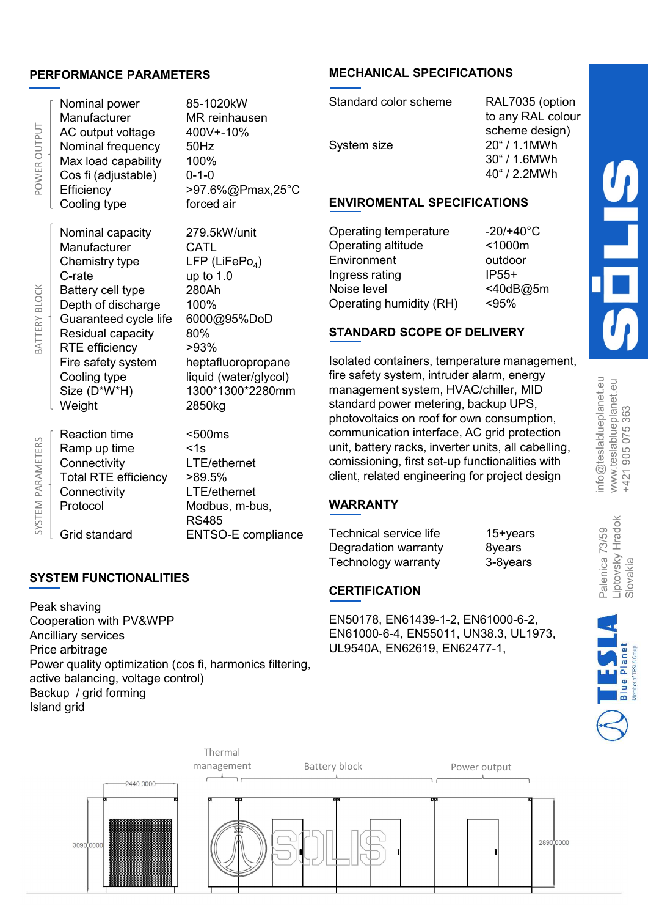## PERFORMANCE PARAMETERS

**POWER OUTPUT**

| | |
|---|---|
| Nominal power | 85-1020kW |
| Manufacturer | MR reinhausen |
| AC output voltage | 400V+-10% |
| Nominal frequency | 50Hz |
| Max load capability | 100% |
| Cos fi (adjustable) | 0-1-0 |
| Efficiency | >97.6%@Pmax,25°C |
| Cooling type | forced air |

**BATTERY BLOCK**

| | |
|---|---|
| Nominal capacity | 279.5kW/unit |
| Manufacturer | CATL |
| Chemistry type | LFP ($LiFePo_4$) |
| C-rate | up to 1.0 |
| Battery cell type | 280Ah |
| Depth of discharge | 100% |
| Guaranteed cycle life | 6000@95%DoD |
| Residual capacity | 80% |
| RTE efficiency | >93% |
| Fire safety system | heptafluoropropane |
| Cooling type | liquid (water/glycol) |
| Size (D\*W\*H) | 1300\*1300\*2280mm |
| Weight | 2850kg |

**SYSTEM PARAMETERS**

| | |
|---|---|
| Reaction time | <500ms |
| Ramp up time | <1s |
| Connectivity | LTE/ethernet |
| Total RTE efficiency | >89.5% |
| Connectivity | LTE/ethernet |
| Protocol | Modbus, m-bus, RS485 |
| Grid standard | ENTSO-E compliance |

## SYSTEM FUNCTIONALITIES

Peak shaving
Cooperation with PV&WPP
Ancilliary services
Price arbitrage
Power quality optimization (cos fi, harmonics filtering, active balancing, voltage control)
Backup / grid forming
Island grid

## MECHANICAL SPECIFICATIONS

| | |
|---|---|
| Standard color scheme | RAL7035 (option to any RAL colour scheme design) |
| System size | 20“ / 1.1MWh<br>30“ / 1.6MWh<br>40“ / 2.2MWh |

## ENVIROMENTAL SPECIFICATIONS

| | |
|---|---|
| Operating temperature | -20/+40°C |
| Operating altitude | <1000m |
| Environment | outdoor |
| Ingress rating | IP55+ |
| Noise level | <40dB@5m |
| Operating humidity (RH) | <95% |

## STANDARD SCOPE OF DELIVERY

Isolated containers, temperature management, fire safety system, intruder alarm, energy management system, HVAC/chiller, MID standard power metering, backup UPS, photovoltaics on roof for own consumption, communication interface, AC grid protection unit, battery racks, inverter units, all cabelling, comissioning, first set-up functionalities with client, related engineering for project design

## WARRANTY

| | |
|---|---|
| Technical service life | 15+years |
| Degradation warranty | 8years |
| Technology warranty | 3-8years |

## CERTIFICATION

EN50178, EN61439-1-2, EN61000-6-2, EN61000-6-4, EN55011, UN38.3, UL1973, UL9540A, EN62619, EN62477-1,

info@teslablueplanet.eu
www.teslablueplanet.eu
+421 905 075 363

Palenica 73/59
Liptovsky Hradok
Slovakia

TESLA Blue Planet
Member of TESLA Group

Thermal management
Battery block
Power output
2440.0000
3090.0000
2890.0000